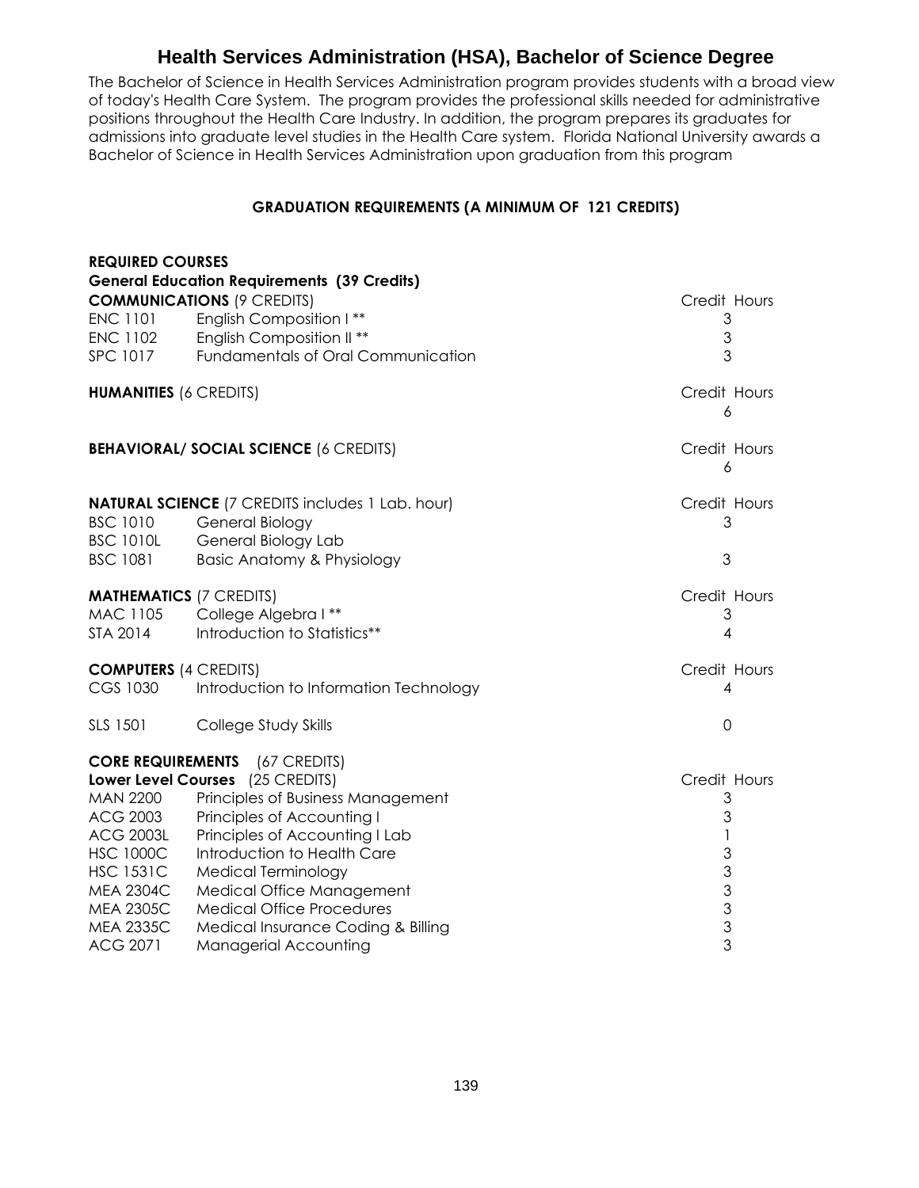# Health Services Administration (HSA), Bachelor of Science Degree

The Bachelor of Science in Health Services Administration program provides students with a broad view of today's Health Care System. The program provides the professional skills needed for administrative positions throughout the Health Care Industry. In addition, the program prepares its graduates for admissions into graduate level studies in the Health Care system. Florida National University awards a Bachelor of Science in Health Services Administration upon graduation from this program

**GRADUATION REQUIREMENTS (A MINIMUM OF 121 CREDITS)**

**REQUIRED COURSES**

**General Education Requirements (39 Credits)**

| **COMMUNICATIONS** (9 CREDITS) | | Credit Hours |
|---|---|---|
| ENC 1101 | English Composition I ** | 3 |
| ENC 1102 | English Composition II ** | 3 |
| SPC 1017 | Fundamentals of Oral Communication | 3 |

| **HUMANITIES** (6 CREDITS) | | Credit Hours |
|---|---|---|
| | | 6 |

| **BEHAVIORAL/ SOCIAL SCIENCE** (6 CREDITS) | | Credit Hours |
|---|---|---|
| | | 6 |

| **NATURAL SCIENCE** (7 CREDITS includes 1 Lab. hour) | | Credit Hours |
|---|---|---|
| BSC 1010 | General Biology | 3 |
| BSC 1010L | General Biology Lab | |
| BSC 1081 | Basic Anatomy & Physiology | 3 |

| **MATHEMATICS** (7 CREDITS) | | Credit Hours |
|---|---|---|
| MAC 1105 | College Algebra I ** | 3 |
| STA 2014 | Introduction to Statistics** | 4 |

| **COMPUTERS** (4 CREDITS) | | Credit Hours |
|---|---|---|
| CGS 1030 | Introduction to Information Technology | 4 |
| SLS 1501 | College Study Skills | 0 |

**CORE REQUIREMENTS** (67 CREDITS)

| **Lower Level Courses** (25 CREDITS) | | Credit Hours |
|---|---|---|
| MAN 2200 | Principles of Business Management | 3 |
| ACG 2003 | Principles of Accounting I | 3 |
| ACG 2003L | Principles of Accounting I Lab | 1 |
| HSC 1000C | Introduction to Health Care | 3 |
| HSC 1531C | Medical Terminology | 3 |
| MEA 2304C | Medical Office Management | 3 |
| MEA 2305C | Medical Office Procedures | 3 |
| MEA 2335C | Medical Insurance Coding & Billing | 3 |
| ACG 2071 | Managerial Accounting | 3 |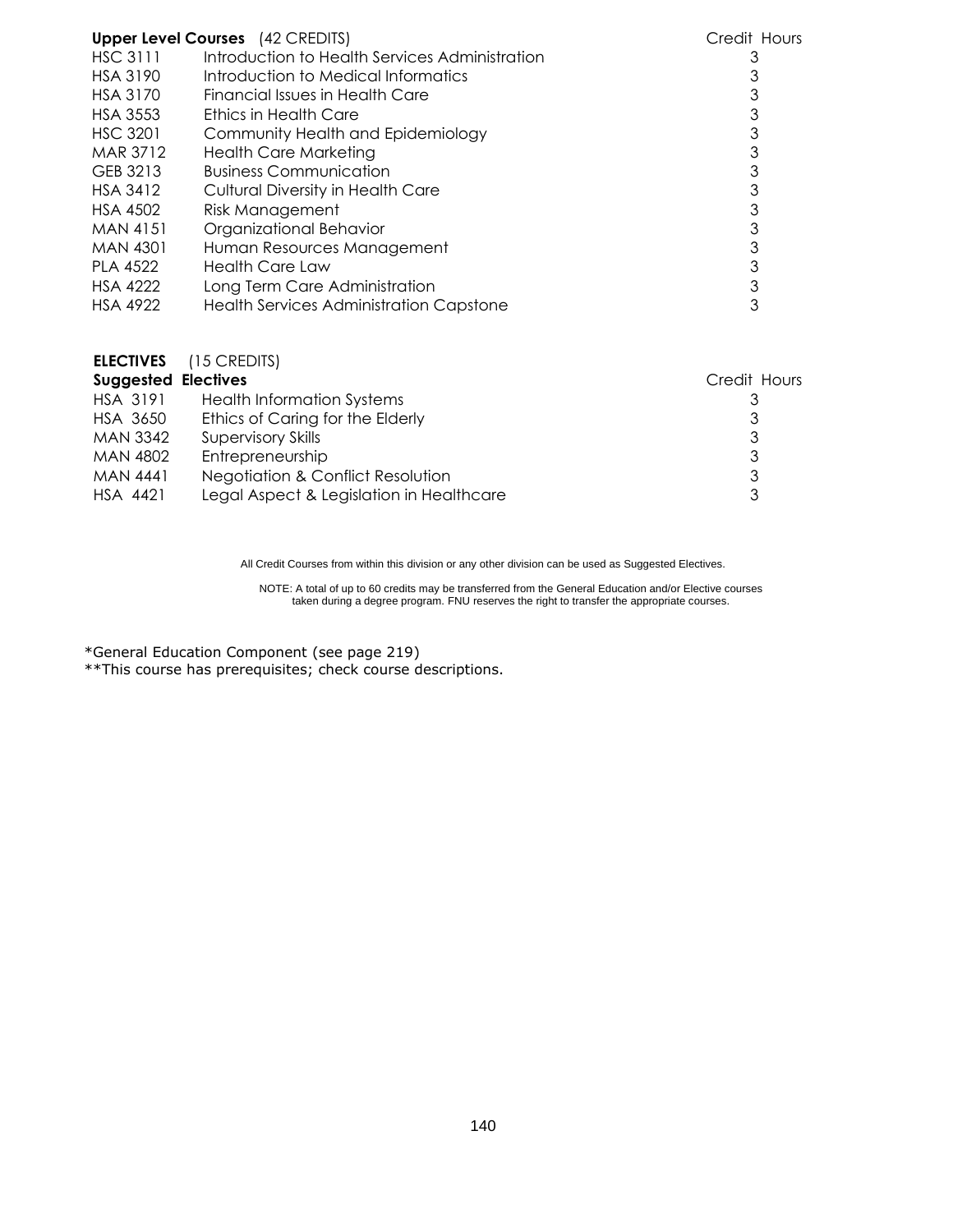**Upper Level Courses** (42 CREDITS)

| | | Credit Hours |
|---|---|---|
| HSC 3111 | Introduction to Health Services Administration | 3 |
| HSA 3190 | Introduction to Medical Informatics | 3 |
| HSA 3170 | Financial Issues in Health Care | 3 |
| HSA 3553 | Ethics in Health Care | 3 |
| HSC 3201 | Community Health and Epidemiology | 3 |
| MAR 3712 | Health Care Marketing | 3 |
| GEB 3213 | Business Communication | 3 |
| HSA 3412 | Cultural Diversity in Health Care | 3 |
| HSA 4502 | Risk Management | 3 |
| MAN 4151 | Organizational Behavior | 3 |
| MAN 4301 | Human Resources Management | 3 |
| PLA 4522 | Health Care Law | 3 |
| HSA 4222 | Long Term Care Administration | 3 |
| HSA 4922 | Health Services Administration Capstone | 3 |

**ELECTIVES** (15 CREDITS)

**Suggested Electives**

| | | Credit Hours |
|---|---|---|
| HSA 3191 | Health Information Systems | 3 |
| HSA 3650 | Ethics of Caring for the Elderly | 3 |
| MAN 3342 | Supervisory Skills | 3 |
| MAN 4802 | Entrepreneurship | 3 |
| MAN 4441 | Negotiation & Conflict Resolution | 3 |
| HSA 4421 | Legal Aspect & Legislation in Healthcare | 3 |

All Credit Courses from within this division or any other division can be used as Suggested Electives.

NOTE: A total of up to 60 credits may be transferred from the General Education and/or Elective courses taken during a degree program. FNU reserves the right to transfer the appropriate courses.

*General Education Component (see page 219)

**This course has prerequisites; check course descriptions.